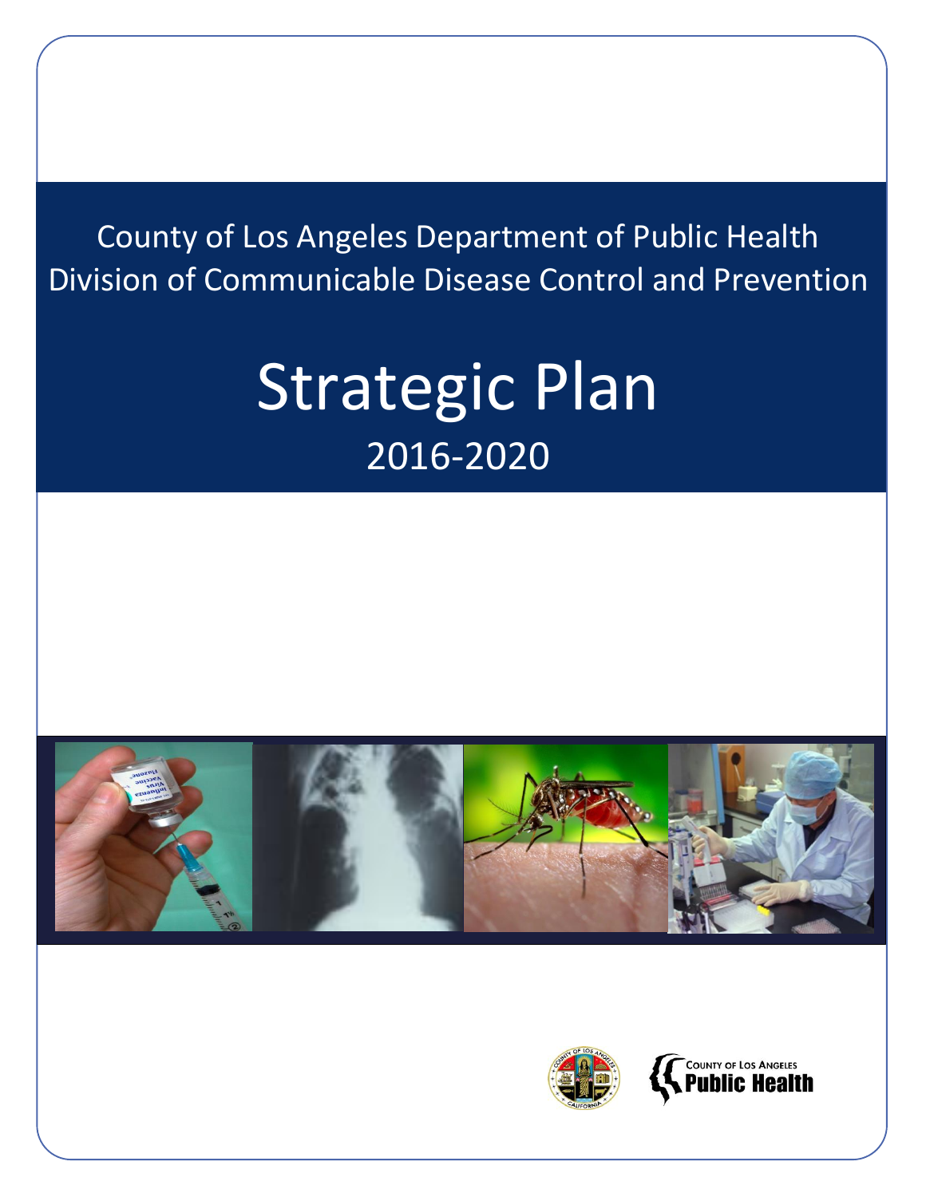County of Los Angeles Department of Public Health
Division of Communicable Disease Control and Prevention

# Strategic Plan

## 2016-2020

COUNTY OF LOS ANGELES
Public Health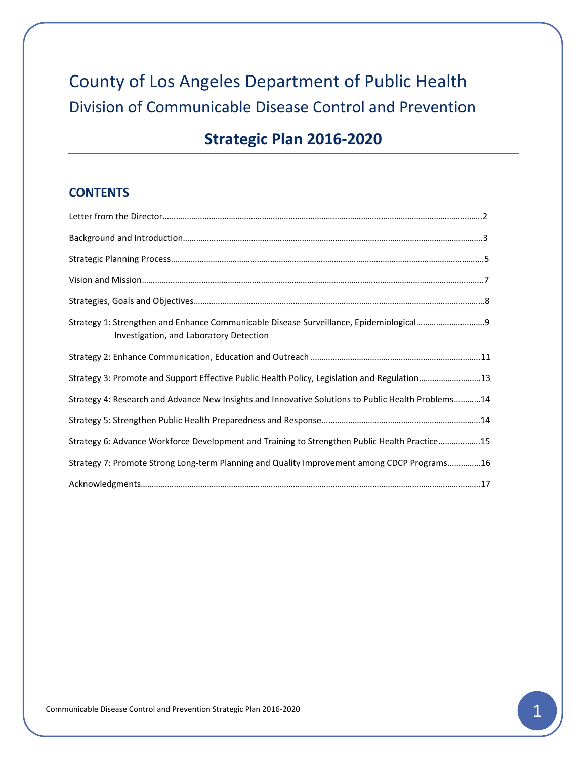# County of Los Angeles Department of Public Health

## Division of Communicable Disease Control and Prevention

## Strategic Plan 2016-2020

### CONTENTS

Letter from the Director……………………………………………………………………………………………………………………2

Background and Introduction……………………………………………………………………………………………………………3

Strategic Planning Process…………………………………………………………………………………………………………………5

Vision and Mission………………………………………………………………………………………………………………………………7

Strategies, Goals and Objectives………………………………………………………………………………………………………8

Strategy 1: Strengthen and Enhance Communicable Disease Surveillance, Epidemiological Investigation, and Laboratory Detection…………………………9

Strategy 2: Enhance Communication, Education and Outreach ……………………………………………………………11

Strategy 3: Promote and Support Effective Public Health Policy, Legislation and Regulation………………………13

Strategy 4: Research and Advance New Insights and Innovative Solutions to Public Health Problems…………14

Strategy 5: Strengthen Public Health Preparedness and Response…………………………………………………………14

Strategy 6: Advance Workforce Development and Training to Strengthen Public Health Practice………………15

Strategy 7: Promote Strong Long-term Planning and Quality Improvement among CDCP Programs……………16

Acknowledgments……………………………………………………………………………………………………………………………17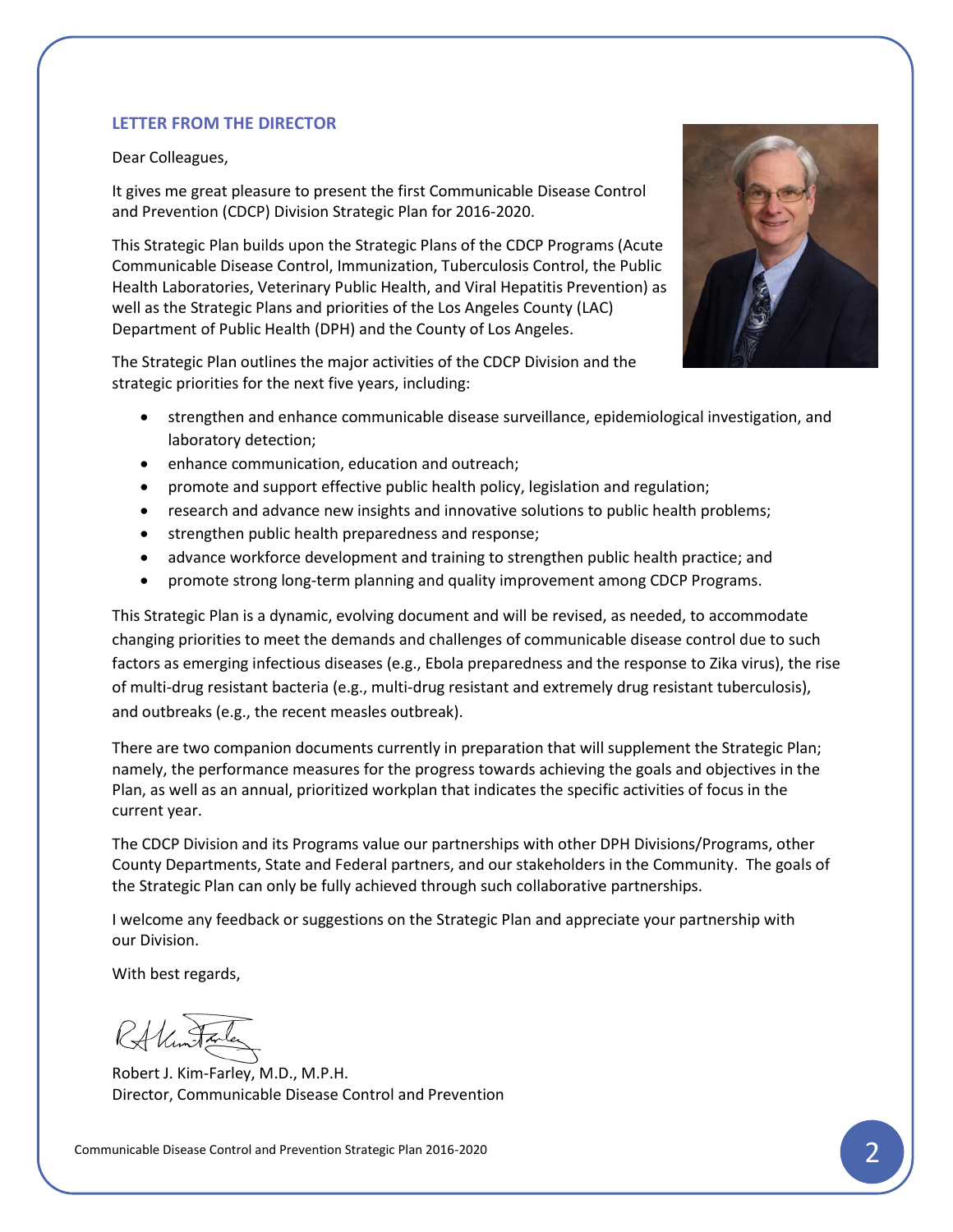## LETTER FROM THE DIRECTOR

Dear Colleagues,

It gives me great pleasure to present the first Communicable Disease Control and Prevention (CDCP) Division Strategic Plan for 2016-2020.

This Strategic Plan builds upon the Strategic Plans of the CDCP Programs (Acute Communicable Disease Control, Immunization, Tuberculosis Control, the Public Health Laboratories, Veterinary Public Health, and Viral Hepatitis Prevention) as well as the Strategic Plans and priorities of the Los Angeles County (LAC) Department of Public Health (DPH) and the County of Los Angeles.

The Strategic Plan outlines the major activities of the CDCP Division and the strategic priorities for the next five years, including:

- strengthen and enhance communicable disease surveillance, epidemiological investigation, and laboratory detection;
- enhance communication, education and outreach;
- promote and support effective public health policy, legislation and regulation;
- research and advance new insights and innovative solutions to public health problems;
- strengthen public health preparedness and response;
- advance workforce development and training to strengthen public health practice; and
- promote strong long-term planning and quality improvement among CDCP Programs.

This Strategic Plan is a dynamic, evolving document and will be revised, as needed, to accommodate changing priorities to meet the demands and challenges of communicable disease control due to such factors as emerging infectious diseases (e.g., Ebola preparedness and the response to Zika virus), the rise of multi-drug resistant bacteria (e.g., multi-drug resistant and extremely drug resistant tuberculosis), and outbreaks (e.g., the recent measles outbreak).

There are two companion documents currently in preparation that will supplement the Strategic Plan; namely, the performance measures for the progress towards achieving the goals and objectives in the Plan, as well as an annual, prioritized workplan that indicates the specific activities of focus in the current year.

The CDCP Division and its Programs value our partnerships with other DPH Divisions/Programs, other County Departments, State and Federal partners, and our stakeholders in the Community. The goals of the Strategic Plan can only be fully achieved through such collaborative partnerships.

I welcome any feedback or suggestions on the Strategic Plan and appreciate your partnership with our Division.

With best regards,

Robert J. Kim-Farley, M.D., M.P.H.
Director, Communicable Disease Control and Prevention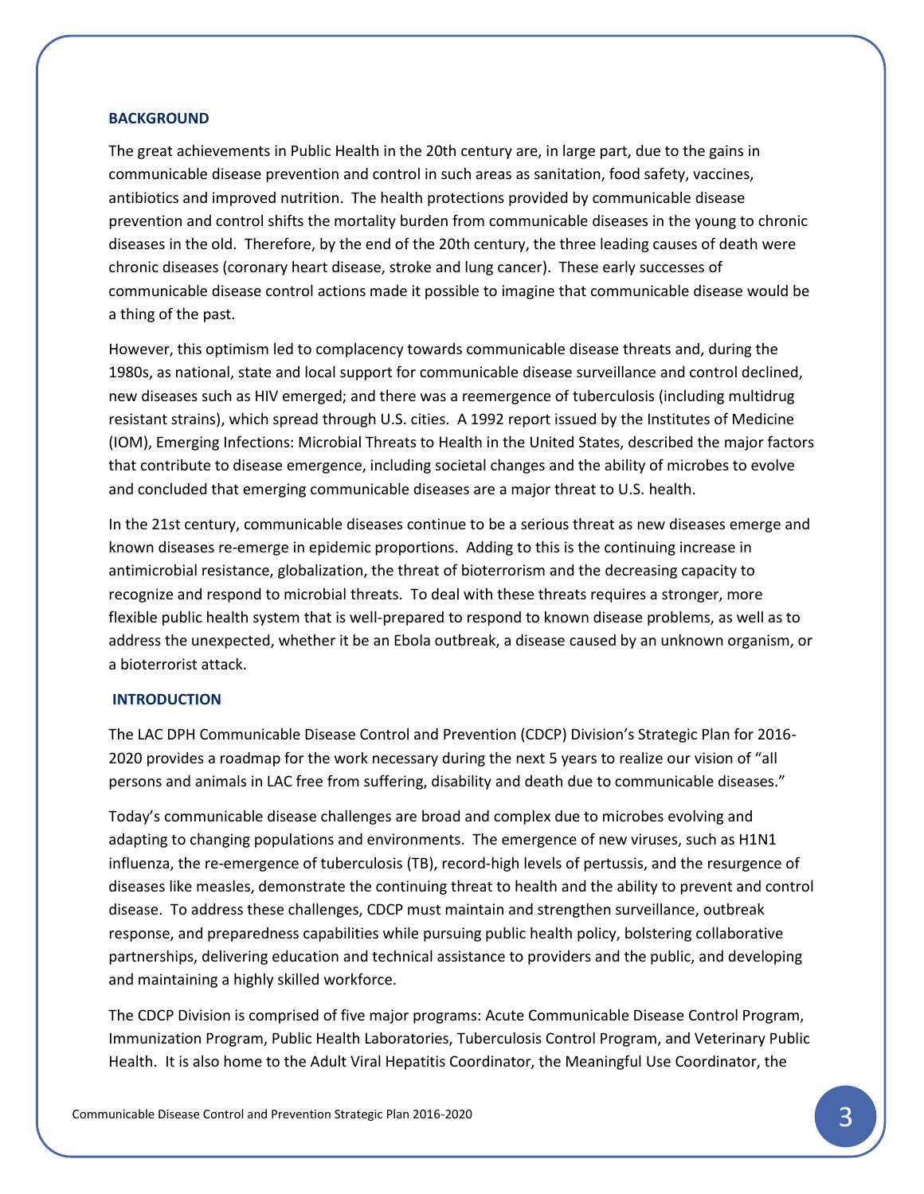## BACKGROUND

The great achievements in Public Health in the 20th century are, in large part, due to the gains in communicable disease prevention and control in such areas as sanitation, food safety, vaccines, antibiotics and improved nutrition. The health protections provided by communicable disease prevention and control shifts the mortality burden from communicable diseases in the young to chronic diseases in the old. Therefore, by the end of the 20th century, the three leading causes of death were chronic diseases (coronary heart disease, stroke and lung cancer). These early successes of communicable disease control actions made it possible to imagine that communicable disease would be a thing of the past.

However, this optimism led to complacency towards communicable disease threats and, during the 1980s, as national, state and local support for communicable disease surveillance and control declined, new diseases such as HIV emerged; and there was a reemergence of tuberculosis (including multidrug resistant strains), which spread through U.S. cities. A 1992 report issued by the Institutes of Medicine (IOM), Emerging Infections: Microbial Threats to Health in the United States, described the major factors that contribute to disease emergence, including societal changes and the ability of microbes to evolve and concluded that emerging communicable diseases are a major threat to U.S. health.

In the 21st century, communicable diseases continue to be a serious threat as new diseases emerge and known diseases re-emerge in epidemic proportions. Adding to this is the continuing increase in antimicrobial resistance, globalization, the threat of bioterrorism and the decreasing capacity to recognize and respond to microbial threats. To deal with these threats requires a stronger, more flexible public health system that is well-prepared to respond to known disease problems, as well as to address the unexpected, whether it be an Ebola outbreak, a disease caused by an unknown organism, or a bioterrorist attack.

## INTRODUCTION

The LAC DPH Communicable Disease Control and Prevention (CDCP) Division's Strategic Plan for 2016-2020 provides a roadmap for the work necessary during the next 5 years to realize our vision of "all persons and animals in LAC free from suffering, disability and death due to communicable diseases."

Today's communicable disease challenges are broad and complex due to microbes evolving and adapting to changing populations and environments. The emergence of new viruses, such as H1N1 influenza, the re-emergence of tuberculosis (TB), record-high levels of pertussis, and the resurgence of diseases like measles, demonstrate the continuing threat to health and the ability to prevent and control disease. To address these challenges, CDCP must maintain and strengthen surveillance, outbreak response, and preparedness capabilities while pursuing public health policy, bolstering collaborative partnerships, delivering education and technical assistance to providers and the public, and developing and maintaining a highly skilled workforce.

The CDCP Division is comprised of five major programs: Acute Communicable Disease Control Program, Immunization Program, Public Health Laboratories, Tuberculosis Control Program, and Veterinary Public Health. It is also home to the Adult Viral Hepatitis Coordinator, the Meaningful Use Coordinator, the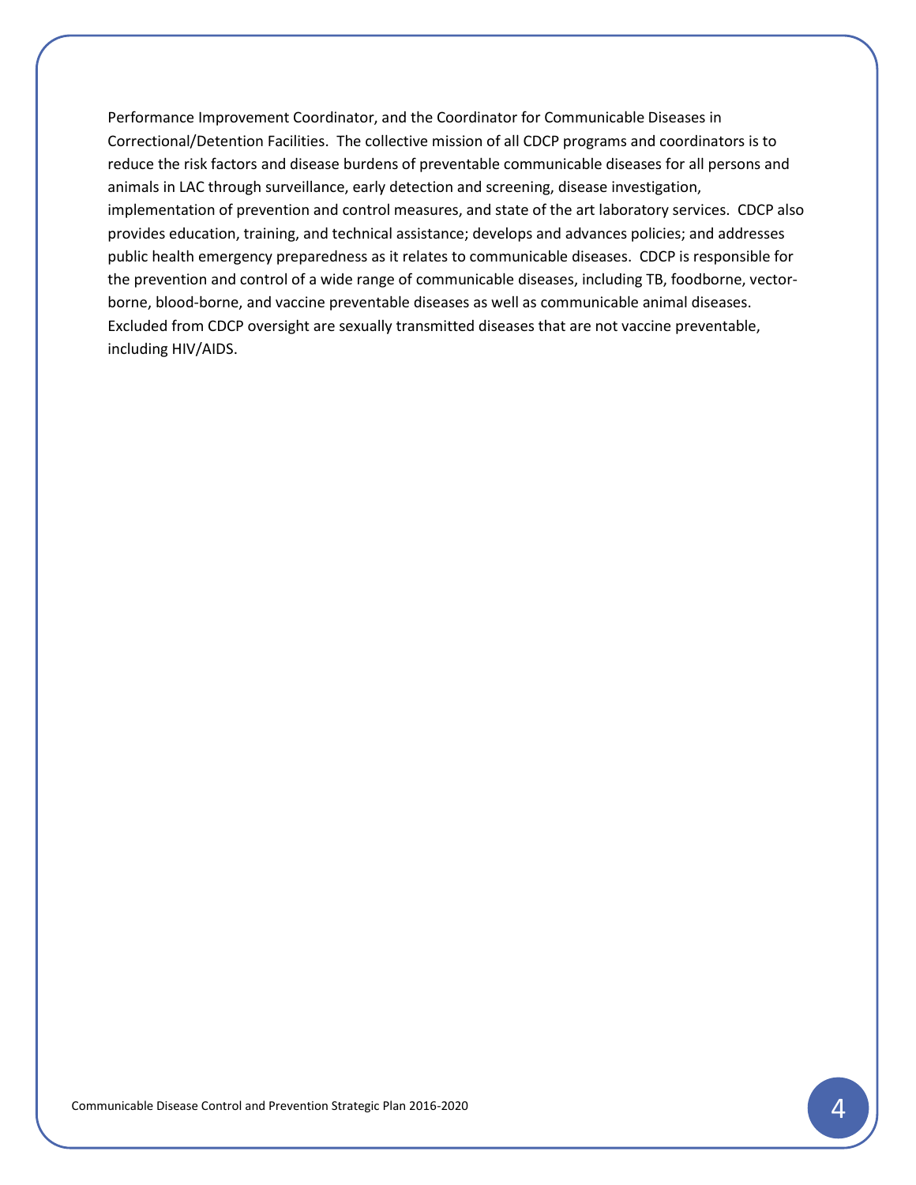Performance Improvement Coordinator, and the Coordinator for Communicable Diseases in Correctional/Detention Facilities. The collective mission of all CDCP programs and coordinators is to reduce the risk factors and disease burdens of preventable communicable diseases for all persons and animals in LAC through surveillance, early detection and screening, disease investigation, implementation of prevention and control measures, and state of the art laboratory services. CDCP also provides education, training, and technical assistance; develops and advances policies; and addresses public health emergency preparedness as it relates to communicable diseases. CDCP is responsible for the prevention and control of a wide range of communicable diseases, including TB, foodborne, vector-borne, blood-borne, and vaccine preventable diseases as well as communicable animal diseases. Excluded from CDCP oversight are sexually transmitted diseases that are not vaccine preventable, including HIV/AIDS.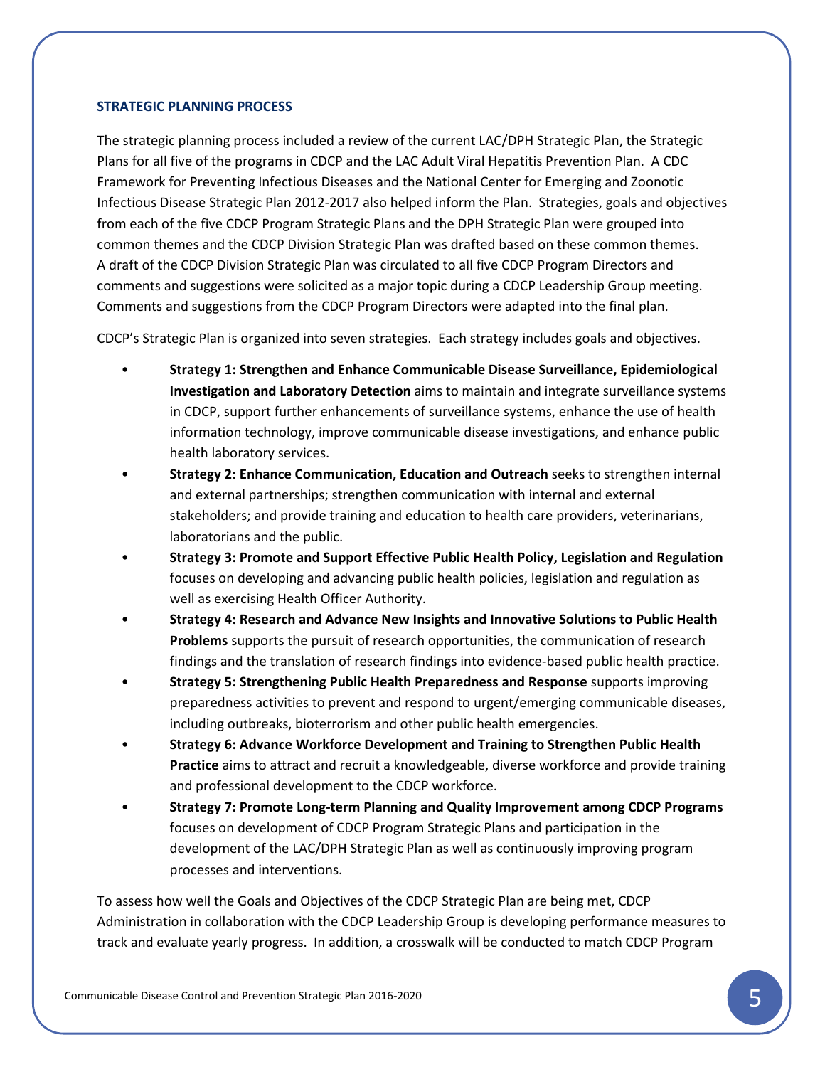## STRATEGIC PLANNING PROCESS

The strategic planning process included a review of the current LAC/DPH Strategic Plan, the Strategic Plans for all five of the programs in CDCP and the LAC Adult Viral Hepatitis Prevention Plan. A CDC Framework for Preventing Infectious Diseases and the National Center for Emerging and Zoonotic Infectious Disease Strategic Plan 2012-2017 also helped inform the Plan. Strategies, goals and objectives from each of the five CDCP Program Strategic Plans and the DPH Strategic Plan were grouped into common themes and the CDCP Division Strategic Plan was drafted based on these common themes. A draft of the CDCP Division Strategic Plan was circulated to all five CDCP Program Directors and comments and suggestions were solicited as a major topic during a CDCP Leadership Group meeting. Comments and suggestions from the CDCP Program Directors were adapted into the final plan.

CDCP's Strategic Plan is organized into seven strategies. Each strategy includes goals and objectives.

- **Strategy 1: Strengthen and Enhance Communicable Disease Surveillance, Epidemiological Investigation and Laboratory Detection** aims to maintain and integrate surveillance systems in CDCP, support further enhancements of surveillance systems, enhance the use of health information technology, improve communicable disease investigations, and enhance public health laboratory services.
- **Strategy 2: Enhance Communication, Education and Outreach** seeks to strengthen internal and external partnerships; strengthen communication with internal and external stakeholders; and provide training and education to health care providers, veterinarians, laboratorians and the public.
- **Strategy 3: Promote and Support Effective Public Health Policy, Legislation and Regulation** focuses on developing and advancing public health policies, legislation and regulation as well as exercising Health Officer Authority.
- **Strategy 4: Research and Advance New Insights and Innovative Solutions to Public Health Problems** supports the pursuit of research opportunities, the communication of research findings and the translation of research findings into evidence-based public health practice.
- **Strategy 5: Strengthening Public Health Preparedness and Response** supports improving preparedness activities to prevent and respond to urgent/emerging communicable diseases, including outbreaks, bioterrorism and other public health emergencies.
- **Strategy 6: Advance Workforce Development and Training to Strengthen Public Health Practice** aims to attract and recruit a knowledgeable, diverse workforce and provide training and professional development to the CDCP workforce.
- **Strategy 7: Promote Long-term Planning and Quality Improvement among CDCP Programs** focuses on development of CDCP Program Strategic Plans and participation in the development of the LAC/DPH Strategic Plan as well as continuously improving program processes and interventions.

To assess how well the Goals and Objectives of the CDCP Strategic Plan are being met, CDCP Administration in collaboration with the CDCP Leadership Group is developing performance measures to track and evaluate yearly progress. In addition, a crosswalk will be conducted to match CDCP Program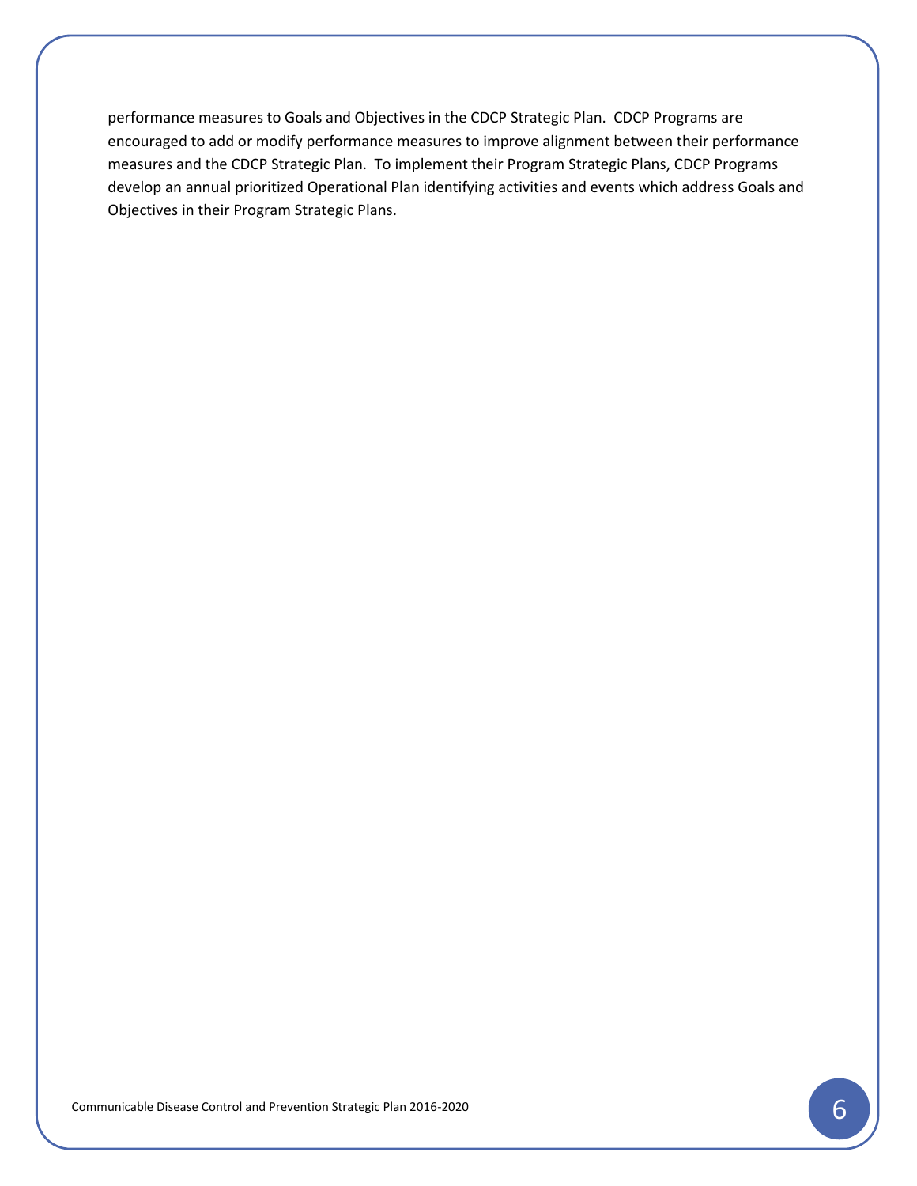performance measures to Goals and Objectives in the CDCP Strategic Plan. CDCP Programs are encouraged to add or modify performance measures to improve alignment between their performance measures and the CDCP Strategic Plan. To implement their Program Strategic Plans, CDCP Programs develop an annual prioritized Operational Plan identifying activities and events which address Goals and Objectives in their Program Strategic Plans.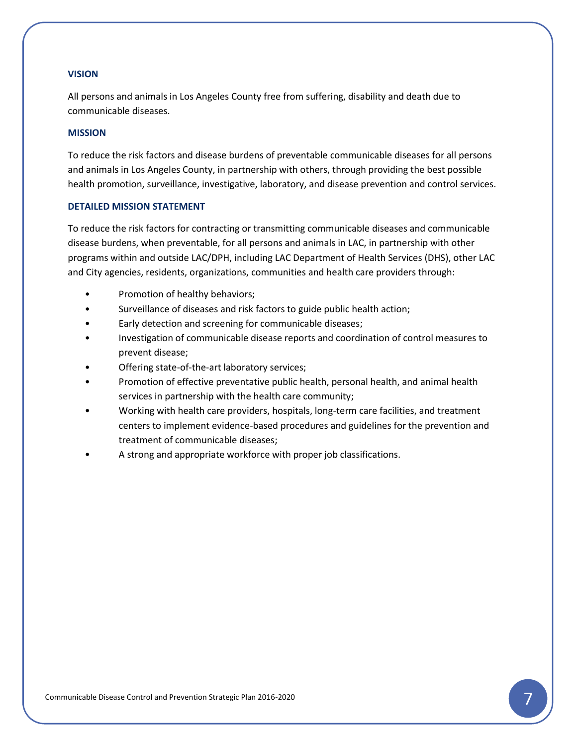### VISION

All persons and animals in Los Angeles County free from suffering, disability and death due to communicable diseases.

### MISSION

To reduce the risk factors and disease burdens of preventable communicable diseases for all persons and animals in Los Angeles County, in partnership with others, through providing the best possible health promotion, surveillance, investigative, laboratory, and disease prevention and control services.

### DETAILED MISSION STATEMENT

To reduce the risk factors for contracting or transmitting communicable diseases and communicable disease burdens, when preventable, for all persons and animals in LAC, in partnership with other programs within and outside LAC/DPH, including LAC Department of Health Services (DHS), other LAC and City agencies, residents, organizations, communities and health care providers through:

- Promotion of healthy behaviors;
- Surveillance of diseases and risk factors to guide public health action;
- Early detection and screening for communicable diseases;
- Investigation of communicable disease reports and coordination of control measures to prevent disease;
- Offering state-of-the-art laboratory services;
- Promotion of effective preventative public health, personal health, and animal health services in partnership with the health care community;
- Working with health care providers, hospitals, long-term care facilities, and treatment centers to implement evidence-based procedures and guidelines for the prevention and treatment of communicable diseases;
- A strong and appropriate workforce with proper job classifications.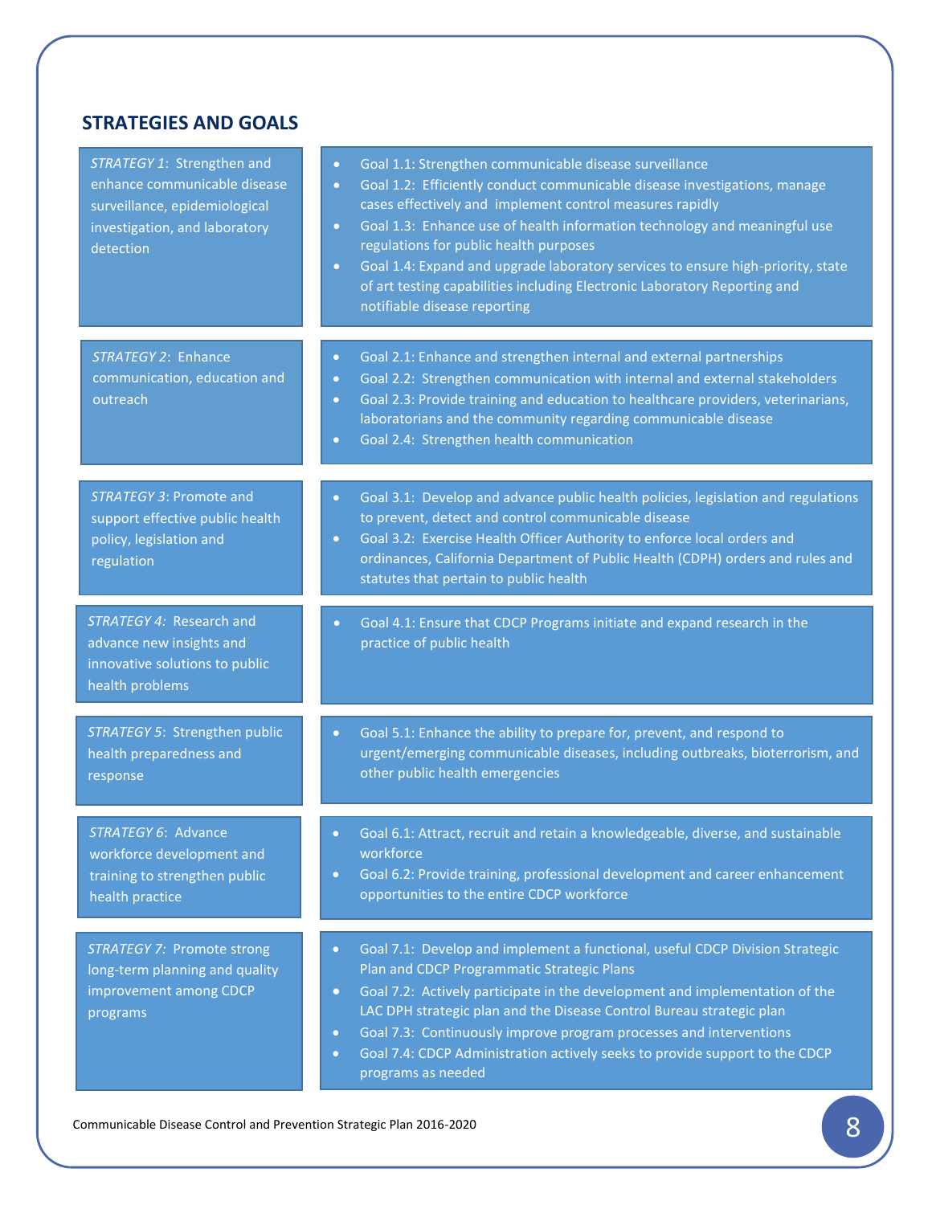## STRATEGIES AND GOALS

*STRATEGY 1*: Strengthen and enhance communicable disease surveillance, epidemiological investigation, and laboratory detection

- Goal 1.1: Strengthen communicable disease surveillance
- Goal 1.2: Efficiently conduct communicable disease investigations, manage cases effectively and implement control measures rapidly
- Goal 1.3: Enhance use of health information technology and meaningful use regulations for public health purposes
- Goal 1.4: Expand and upgrade laboratory services to ensure high-priority, state of art testing capabilities including Electronic Laboratory Reporting and notifiable disease reporting

*STRATEGY 2*: Enhance communication, education and outreach

- Goal 2.1: Enhance and strengthen internal and external partnerships
- Goal 2.2: Strengthen communication with internal and external stakeholders
- Goal 2.3: Provide training and education to healthcare providers, veterinarians, laboratorians and the community regarding communicable disease
- Goal 2.4: Strengthen health communication

*STRATEGY 3*: Promote and support effective public health policy, legislation and regulation

- Goal 3.1: Develop and advance public health policies, legislation and regulations to prevent, detect and control communicable disease
- Goal 3.2: Exercise Health Officer Authority to enforce local orders and ordinances, California Department of Public Health (CDPH) orders and rules and statutes that pertain to public health

*STRATEGY 4:* Research and advance new insights and innovative solutions to public health problems

- Goal 4.1: Ensure that CDCP Programs initiate and expand research in the practice of public health

*STRATEGY 5*: Strengthen public health preparedness and response

- Goal 5.1: Enhance the ability to prepare for, prevent, and respond to urgent/emerging communicable diseases, including outbreaks, bioterrorism, and other public health emergencies

*STRATEGY 6*: Advance workforce development and training to strengthen public health practice

- Goal 6.1: Attract, recruit and retain a knowledgeable, diverse, and sustainable workforce
- Goal 6.2: Provide training, professional development and career enhancement opportunities to the entire CDCP workforce

*STRATEGY 7:* Promote strong long-term planning and quality improvement among CDCP programs

- Goal 7.1: Develop and implement a functional, useful CDCP Division Strategic Plan and CDCP Programmatic Strategic Plans
- Goal 7.2: Actively participate in the development and implementation of the LAC DPH strategic plan and the Disease Control Bureau strategic plan
- Goal 7.3: Continuously improve program processes and interventions
- Goal 7.4: CDCP Administration actively seeks to provide support to the CDCP programs as needed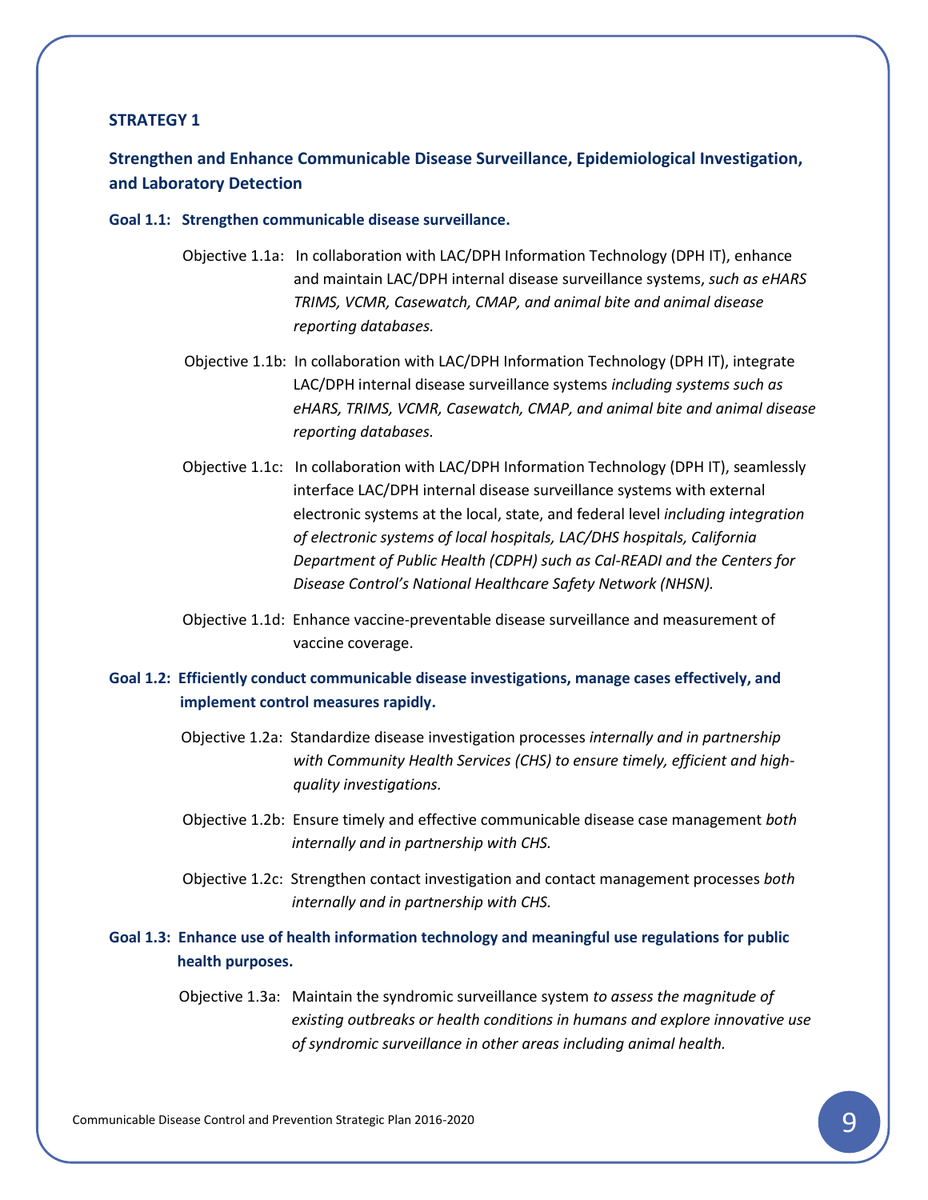## STRATEGY 1

### Strengthen and Enhance Communicable Disease Surveillance, Epidemiological Investigation, and Laboratory Detection

**Goal 1.1: Strengthen communicable disease surveillance.**

Objective 1.1a: In collaboration with LAC/DPH Information Technology (DPH IT), enhance and maintain LAC/DPH internal disease surveillance systems, *such as eHARS TRIMS, VCMR, Casewatch, CMAP, and animal bite and animal disease reporting databases.*

Objective 1.1b: In collaboration with LAC/DPH Information Technology (DPH IT), integrate LAC/DPH internal disease surveillance systems *including systems such as eHARS, TRIMS, VCMR, Casewatch, CMAP, and animal bite and animal disease reporting databases.*

Objective 1.1c: In collaboration with LAC/DPH Information Technology (DPH IT), seamlessly interface LAC/DPH internal disease surveillance systems with external electronic systems at the local, state, and federal level *including integration of electronic systems of local hospitals, LAC/DHS hospitals, California Department of Public Health (CDPH) such as Cal-READI and the Centers for Disease Control's National Healthcare Safety Network (NHSN).*

Objective 1.1d: Enhance vaccine-preventable disease surveillance and measurement of vaccine coverage.

**Goal 1.2: Efficiently conduct communicable disease investigations, manage cases effectively, and implement control measures rapidly.**

Objective 1.2a: Standardize disease investigation processes *internally and in partnership with Community Health Services (CHS) to ensure timely, efficient and high-quality investigations.*

Objective 1.2b: Ensure timely and effective communicable disease case management *both internally and in partnership with CHS.*

Objective 1.2c: Strengthen contact investigation and contact management processes *both internally and in partnership with CHS.*

**Goal 1.3: Enhance use of health information technology and meaningful use regulations for public health purposes.**

Objective 1.3a: Maintain the syndromic surveillance system *to assess the magnitude of existing outbreaks or health conditions in humans and explore innovative use of syndromic surveillance in other areas including animal health.*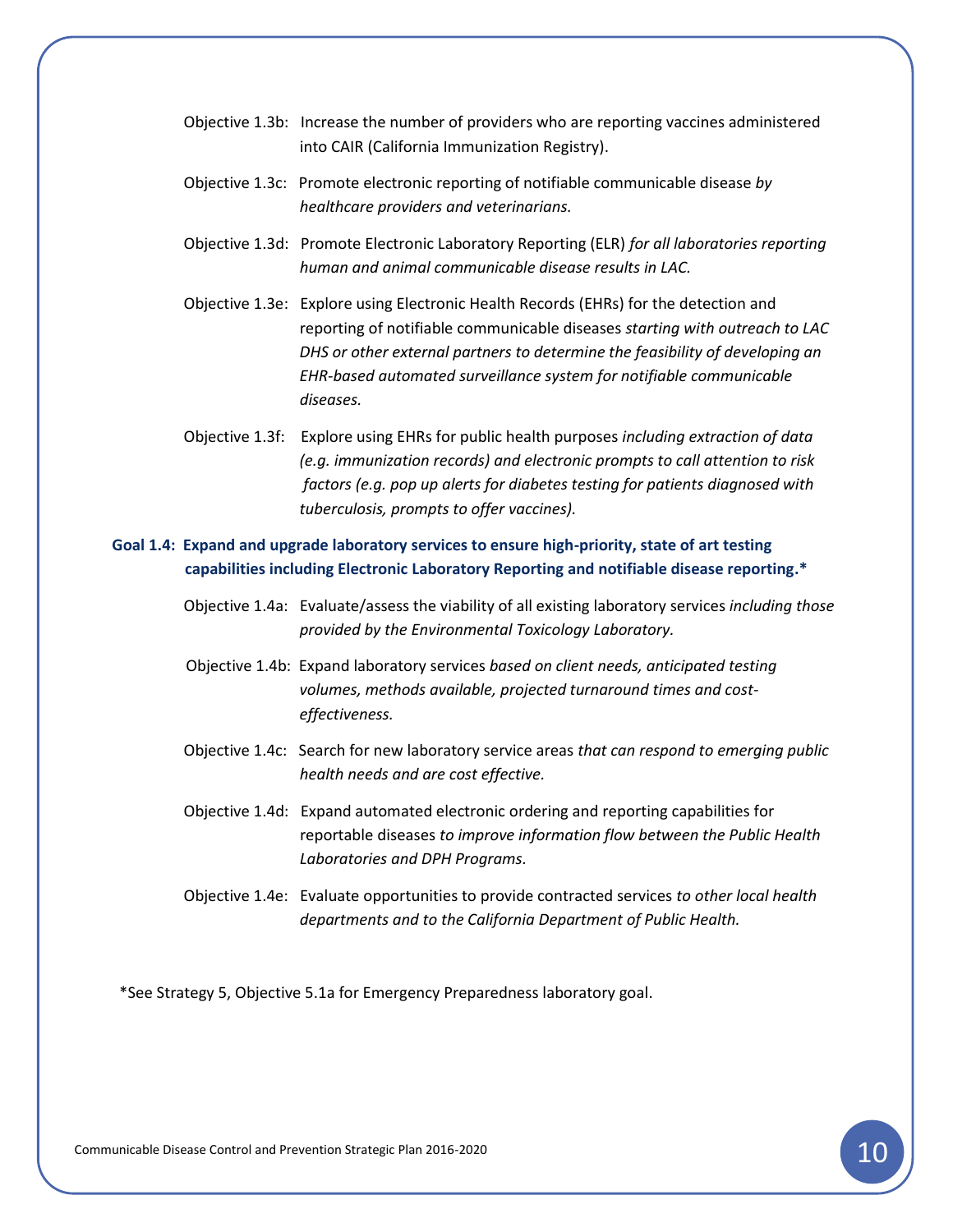Objective 1.3b: Increase the number of providers who are reporting vaccines administered into CAIR (California Immunization Registry).

Objective 1.3c: Promote electronic reporting of notifiable communicable disease *by healthcare providers and veterinarians.*

Objective 1.3d: Promote Electronic Laboratory Reporting (ELR) *for all laboratories reporting human and animal communicable disease results in LAC.*

Objective 1.3e: Explore using Electronic Health Records (EHRs) for the detection and reporting of notifiable communicable diseases *starting with outreach to LAC DHS or other external partners to determine the feasibility of developing an EHR-based automated surveillance system for notifiable communicable diseases.*

Objective 1.3f: Explore using EHRs for public health purposes *including extraction of data (e.g. immunization records) and electronic prompts to call attention to risk factors (e.g. pop up alerts for diabetes testing for patients diagnosed with tuberculosis, prompts to offer vaccines).*

**Goal 1.4: Expand and upgrade laboratory services to ensure high-priority, state of art testing capabilities including Electronic Laboratory Reporting and notifiable disease reporting.***

Objective 1.4a: Evaluate/assess the viability of all existing laboratory services *including those provided by the Environmental Toxicology Laboratory.*

Objective 1.4b: Expand laboratory services *based on client needs, anticipated testing volumes, methods available, projected turnaround times and cost-effectiveness.*

Objective 1.4c: Search for new laboratory service areas *that can respond to emerging public health needs and are cost effective.*

Objective 1.4d: Expand automated electronic ordering and reporting capabilities for reportable diseases *to improve information flow between the Public Health Laboratories and DPH Programs.*

Objective 1.4e: Evaluate opportunities to provide contracted services *to other local health departments and to the California Department of Public Health.*

*See Strategy 5, Objective 5.1a for Emergency Preparedness laboratory goal.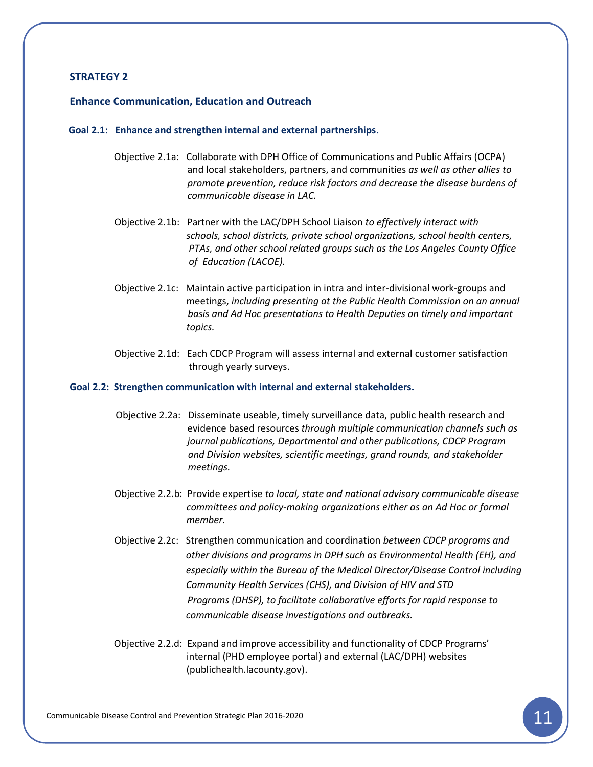## STRATEGY 2

### Enhance Communication, Education and Outreach

**Goal 2.1: Enhance and strengthen internal and external partnerships.**

Objective 2.1a: Collaborate with DPH Office of Communications and Public Affairs (OCPA) and local stakeholders, partners, and communities *as well as other allies to promote prevention, reduce risk factors and decrease the disease burdens of communicable disease in LAC.*

Objective 2.1b: Partner with the LAC/DPH School Liaison *to effectively interact with schools, school districts, private school organizations, school health centers, PTAs, and other school related groups such as the Los Angeles County Office of Education (LACOE).*

Objective 2.1c: Maintain active participation in intra and inter-divisional work-groups and meetings, *including presenting at the Public Health Commission on an annual basis and Ad Hoc presentations to Health Deputies on timely and important topics.*

Objective 2.1d: Each CDCP Program will assess internal and external customer satisfaction through yearly surveys.

**Goal 2.2: Strengthen communication with internal and external stakeholders.**

Objective 2.2a: Disseminate useable, timely surveillance data, public health research and evidence based resources *through multiple communication channels such as journal publications, Departmental and other publications, CDCP Program and Division websites, scientific meetings, grand rounds, and stakeholder meetings.*

Objective 2.2.b: Provide expertise *to local, state and national advisory communicable disease committees and policy-making organizations either as an Ad Hoc or formal member.*

Objective 2.2c: Strengthen communication and coordination *between CDCP programs and other divisions and programs in DPH such as Environmental Health (EH), and especially within the Bureau of the Medical Director/Disease Control including Community Health Services (CHS), and Division of HIV and STD Programs (DHSP), to facilitate collaborative efforts for rapid response to communicable disease investigations and outbreaks.*

Objective 2.2.d: Expand and improve accessibility and functionality of CDCP Programs' internal (PHD employee portal) and external (LAC/DPH) websites (publichealth.lacounty.gov).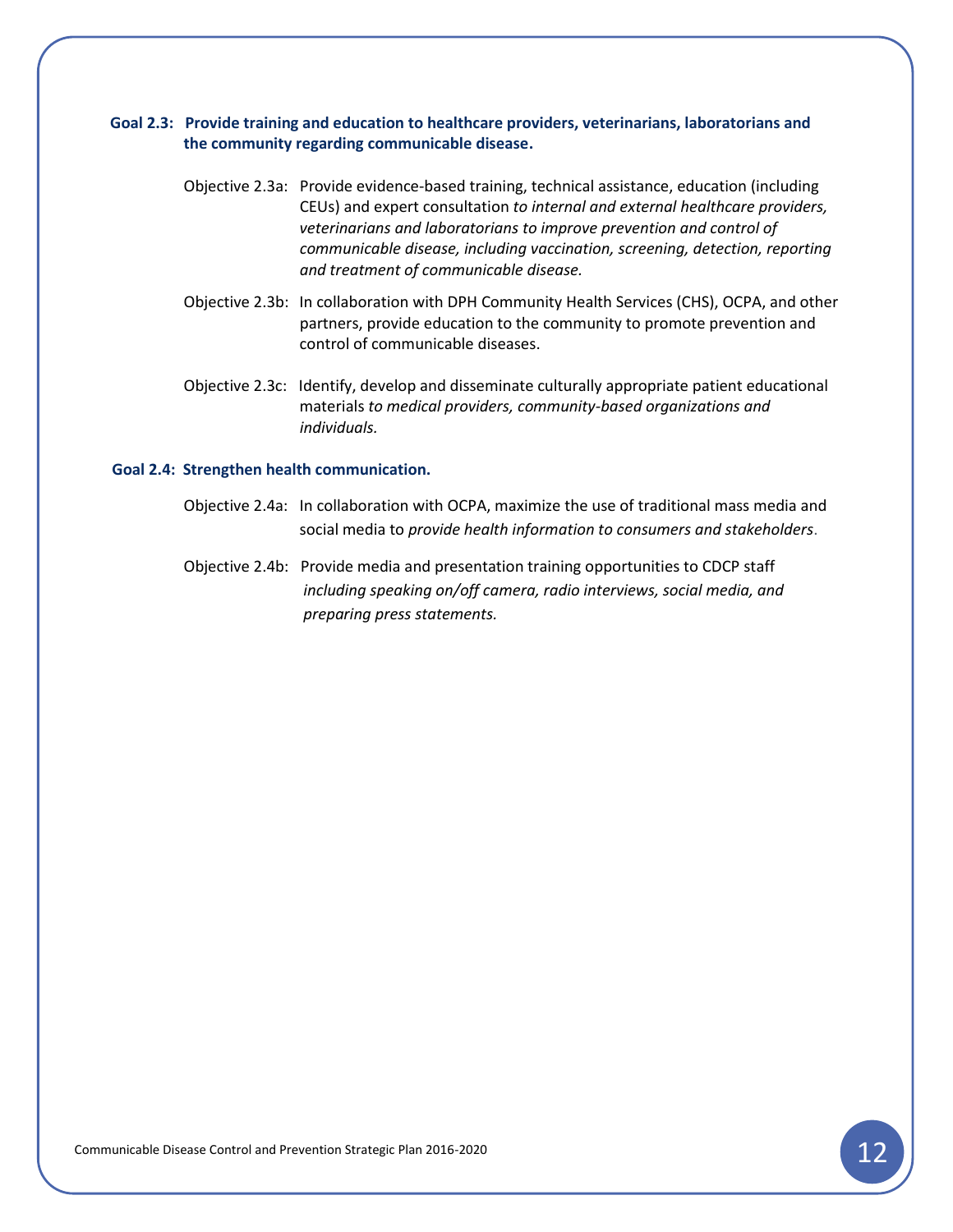**Goal 2.3: Provide training and education to healthcare providers, veterinarians, laboratorians and the community regarding communicable disease.**

Objective 2.3a: Provide evidence-based training, technical assistance, education (including CEUs) and expert consultation *to internal and external healthcare providers, veterinarians and laboratorians to improve prevention and control of communicable disease, including vaccination, screening, detection, reporting and treatment of communicable disease.*

Objective 2.3b: In collaboration with DPH Community Health Services (CHS), OCPA, and other partners, provide education to the community to promote prevention and control of communicable diseases.

Objective 2.3c: Identify, develop and disseminate culturally appropriate patient educational materials *to medical providers, community-based organizations and individuals.*

**Goal 2.4: Strengthen health communication.**

Objective 2.4a: In collaboration with OCPA, maximize the use of traditional mass media and social media to *provide health information to consumers and stakeholders*.

Objective 2.4b: Provide media and presentation training opportunities to CDCP staff *including speaking on/off camera, radio interviews, social media, and preparing press statements.*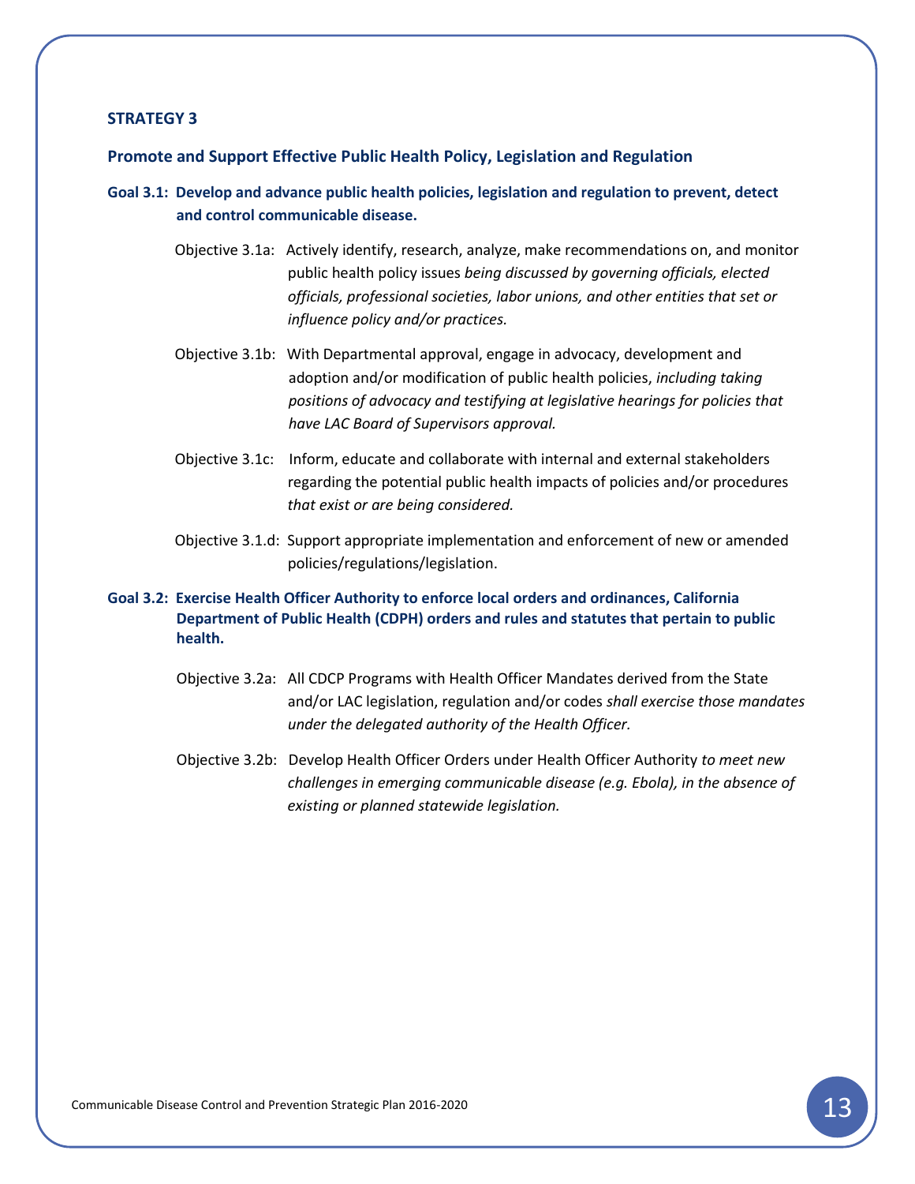## STRATEGY 3

### Promote and Support Effective Public Health Policy, Legislation and Regulation

**Goal 3.1: Develop and advance public health policies, legislation and regulation to prevent, detect and control communicable disease.**

Objective 3.1a: Actively identify, research, analyze, make recommendations on, and monitor public health policy issues *being discussed by governing officials, elected officials, professional societies, labor unions, and other entities that set or influence policy and/or practices.*

Objective 3.1b: With Departmental approval, engage in advocacy, development and adoption and/or modification of public health policies, *including taking positions of advocacy and testifying at legislative hearings for policies that have LAC Board of Supervisors approval.*

Objective 3.1c: Inform, educate and collaborate with internal and external stakeholders regarding the potential public health impacts of policies and/or procedures *that exist or are being considered.*

Objective 3.1.d: Support appropriate implementation and enforcement of new or amended policies/regulations/legislation.

**Goal 3.2: Exercise Health Officer Authority to enforce local orders and ordinances, California Department of Public Health (CDPH) orders and rules and statutes that pertain to public health.**

Objective 3.2a: All CDCP Programs with Health Officer Mandates derived from the State and/or LAC legislation, regulation and/or codes *shall exercise those mandates under the delegated authority of the Health Officer.*

Objective 3.2b: Develop Health Officer Orders under Health Officer Authority *to meet new challenges in emerging communicable disease (e.g. Ebola), in the absence of existing or planned statewide legislation.*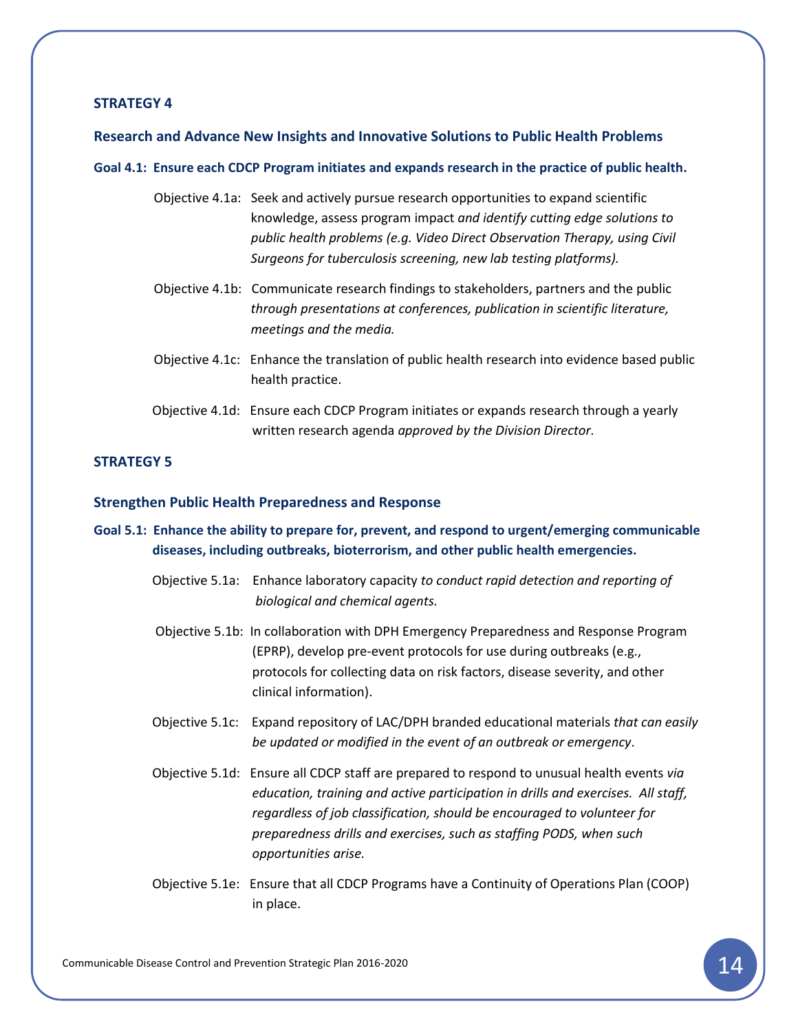## STRATEGY 4

### Research and Advance New Insights and Innovative Solutions to Public Health Problems

**Goal 4.1: Ensure each CDCP Program initiates and expands research in the practice of public health.**

Objective 4.1a: Seek and actively pursue research opportunities to expand scientific knowledge, assess program impact *and identify cutting edge solutions to public health problems (e.g. Video Direct Observation Therapy, using Civil Surgeons for tuberculosis screening, new lab testing platforms).*

Objective 4.1b: Communicate research findings to stakeholders, partners and the public *through presentations at conferences, publication in scientific literature, meetings and the media.*

Objective 4.1c: Enhance the translation of public health research into evidence based public health practice.

Objective 4.1d: Ensure each CDCP Program initiates or expands research through a yearly written research agenda *approved by the Division Director*.

## STRATEGY 5

### Strengthen Public Health Preparedness and Response

**Goal 5.1: Enhance the ability to prepare for, prevent, and respond to urgent/emerging communicable diseases, including outbreaks, bioterrorism, and other public health emergencies.**

Objective 5.1a: Enhance laboratory capacity *to conduct rapid detection and reporting of biological and chemical agents.*

Objective 5.1b: In collaboration with DPH Emergency Preparedness and Response Program (EPRP), develop pre-event protocols for use during outbreaks (e.g., protocols for collecting data on risk factors, disease severity, and other clinical information).

Objective 5.1c: Expand repository of LAC/DPH branded educational materials *that can easily be updated or modified in the event of an outbreak or emergency*.

Objective 5.1d: Ensure all CDCP staff are prepared to respond to unusual health events *via education, training and active participation in drills and exercises. All staff, regardless of job classification, should be encouraged to volunteer for preparedness drills and exercises, such as staffing PODS, when such opportunities arise.*

Objective 5.1e: Ensure that all CDCP Programs have a Continuity of Operations Plan (COOP) in place.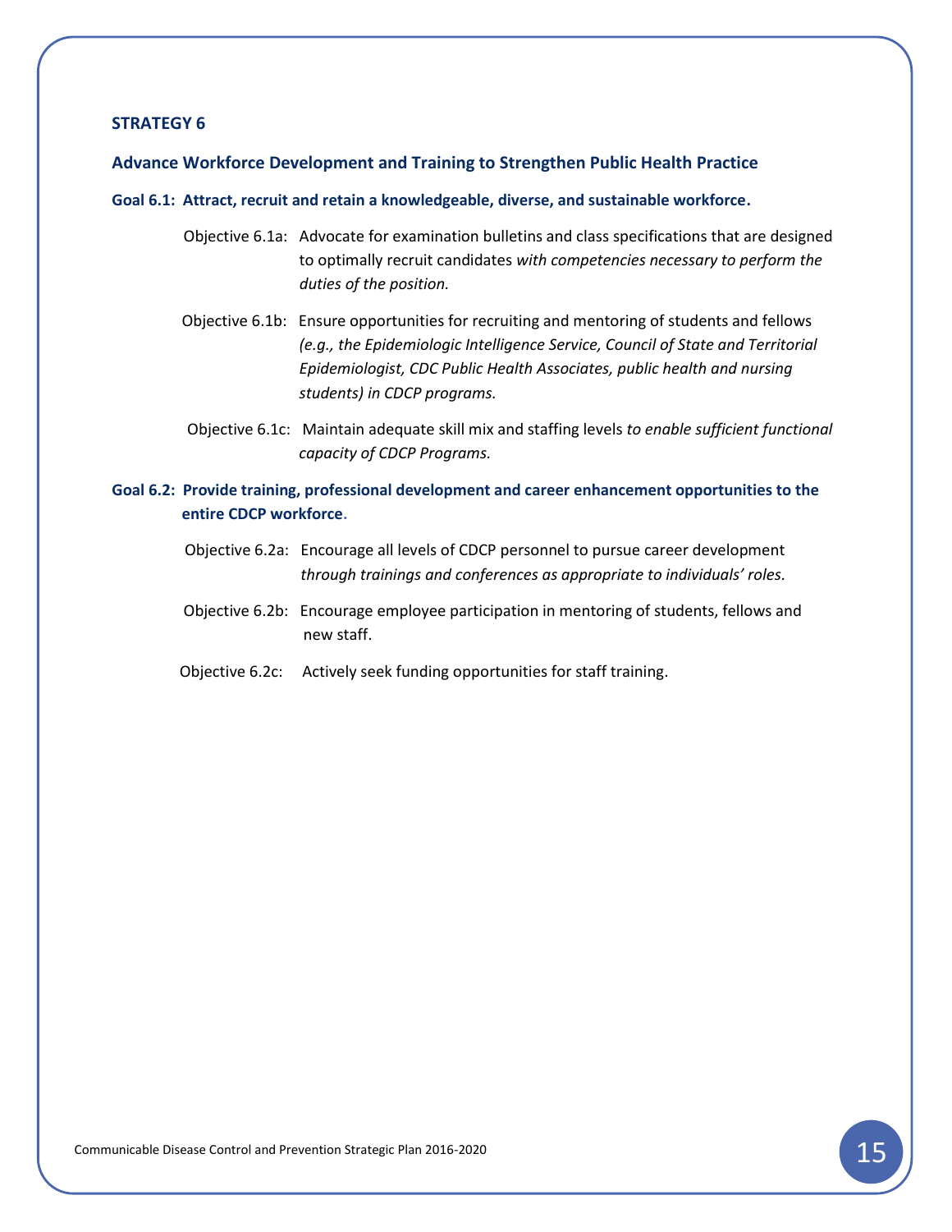## STRATEGY 6

### Advance Workforce Development and Training to Strengthen Public Health Practice

**Goal 6.1: Attract, recruit and retain a knowledgeable, diverse, and sustainable workforce.**

Objective 6.1a: Advocate for examination bulletins and class specifications that are designed to optimally recruit candidates *with competencies necessary to perform the duties of the position.*

Objective 6.1b: Ensure opportunities for recruiting and mentoring of students and fellows *(e.g., the Epidemiologic Intelligence Service, Council of State and Territorial Epidemiologist, CDC Public Health Associates, public health and nursing students) in CDCP programs.*

Objective 6.1c: Maintain adequate skill mix and staffing levels *to enable sufficient functional capacity of CDCP Programs.*

**Goal 6.2: Provide training, professional development and career enhancement opportunities to the entire CDCP workforce.**

Objective 6.2a: Encourage all levels of CDCP personnel to pursue career development *through trainings and conferences as appropriate to individuals' roles.*

Objective 6.2b: Encourage employee participation in mentoring of students, fellows and new staff.

Objective 6.2c: Actively seek funding opportunities for staff training.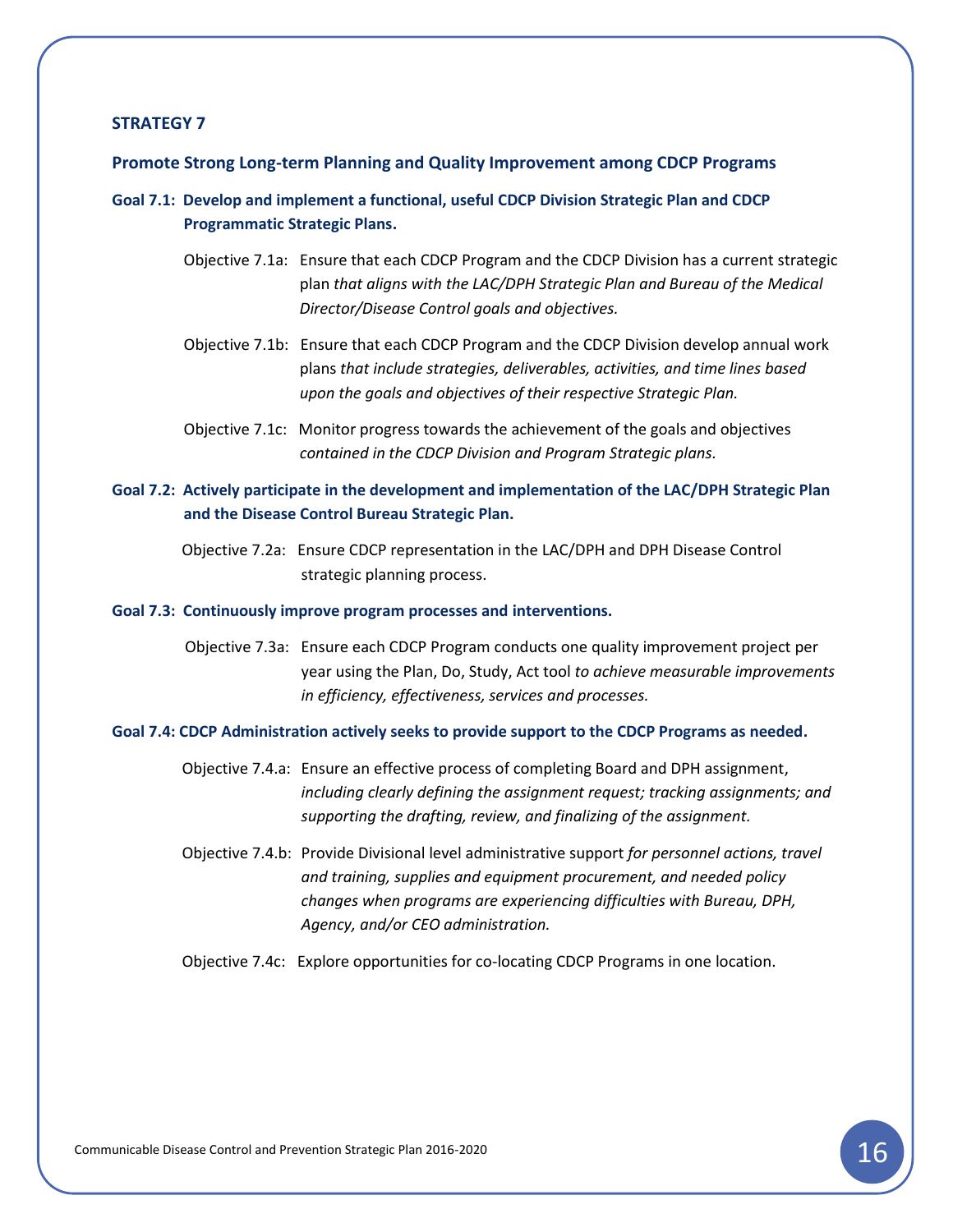## STRATEGY 7

### Promote Strong Long-term Planning and Quality Improvement among CDCP Programs

**Goal 7.1: Develop and implement a functional, useful CDCP Division Strategic Plan and CDCP Programmatic Strategic Plans.**

Objective 7.1a: Ensure that each CDCP Program and the CDCP Division has a current strategic plan *that aligns with the LAC/DPH Strategic Plan and Bureau of the Medical Director/Disease Control goals and objectives.*

Objective 7.1b: Ensure that each CDCP Program and the CDCP Division develop annual work plans *that include strategies, deliverables, activities, and time lines based upon the goals and objectives of their respective Strategic Plan.*

Objective 7.1c: Monitor progress towards the achievement of the goals and objectives *contained in the CDCP Division and Program Strategic plans.*

**Goal 7.2: Actively participate in the development and implementation of the LAC/DPH Strategic Plan and the Disease Control Bureau Strategic Plan.**

Objective 7.2a: Ensure CDCP representation in the LAC/DPH and DPH Disease Control strategic planning process.

**Goal 7.3: Continuously improve program processes and interventions.**

Objective 7.3a: Ensure each CDCP Program conducts one quality improvement project per year using the Plan, Do, Study, Act tool *to achieve measurable improvements in efficiency, effectiveness, services and processes.*

**Goal 7.4: CDCP Administration actively seeks to provide support to the CDCP Programs as needed.**

Objective 7.4.a: Ensure an effective process of completing Board and DPH assignment, *including clearly defining the assignment request; tracking assignments; and supporting the drafting, review, and finalizing of the assignment.*

Objective 7.4.b: Provide Divisional level administrative support *for personnel actions, travel and training, supplies and equipment procurement, and needed policy changes when programs are experiencing difficulties with Bureau, DPH, Agency, and/or CEO administration.*

Objective 7.4c: Explore opportunities for co-locating CDCP Programs in one location.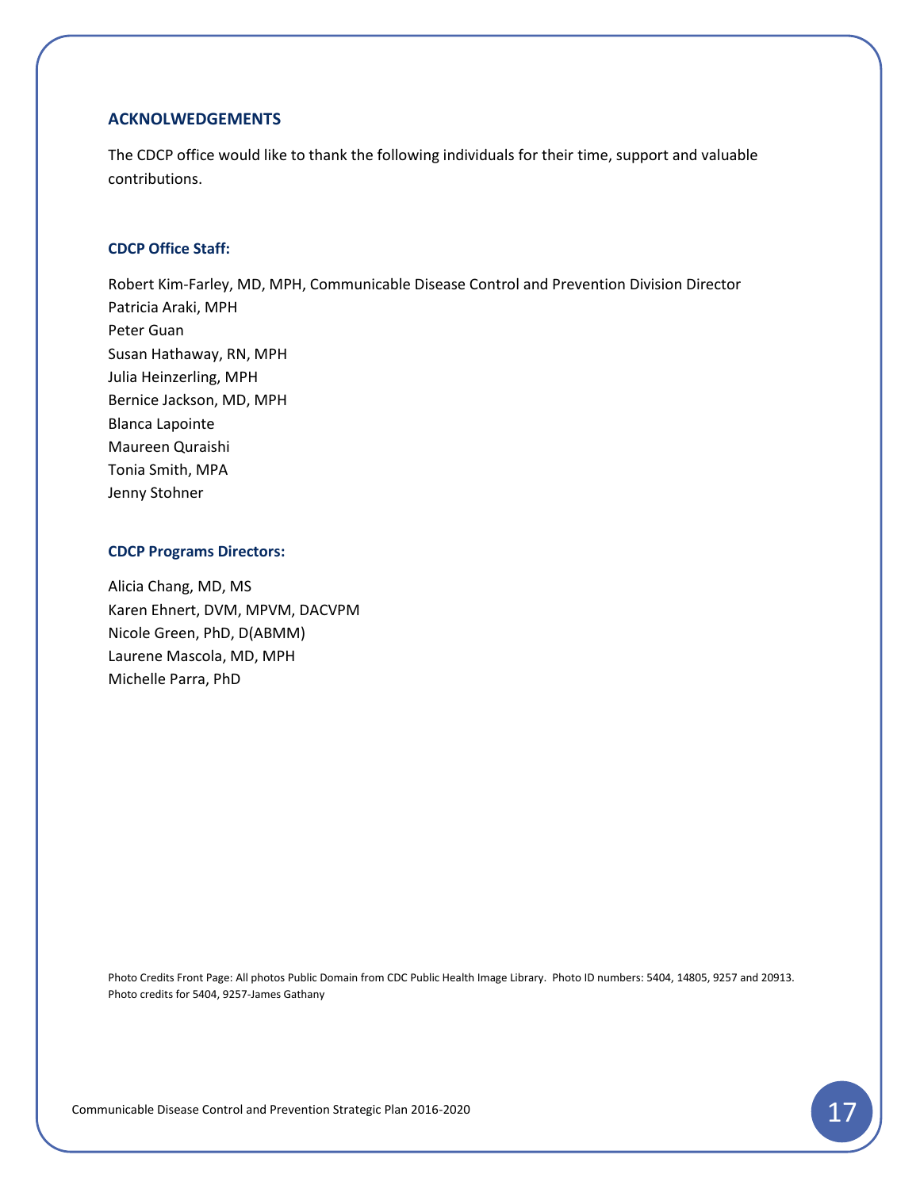## ACKNOLWEDGEMENTS

The CDCP office would like to thank the following individuals for their time, support and valuable contributions.

### CDCP Office Staff:

Robert Kim-Farley, MD, MPH, Communicable Disease Control and Prevention Division Director
Patricia Araki, MPH
Peter Guan
Susan Hathaway, RN, MPH
Julia Heinzerling, MPH
Bernice Jackson, MD, MPH
Blanca Lapointe
Maureen Quraishi
Tonia Smith, MPA
Jenny Stohner

### CDCP Programs Directors:

Alicia Chang, MD, MS
Karen Ehnert, DVM, MPVM, DACVPM
Nicole Green, PhD, D(ABMM)
Laurene Mascola, MD, MPH
Michelle Parra, PhD

Photo Credits Front Page: All photos Public Domain from CDC Public Health Image Library. Photo ID numbers: 5404, 14805, 9257 and 20913. Photo credits for 5404, 9257-James Gathany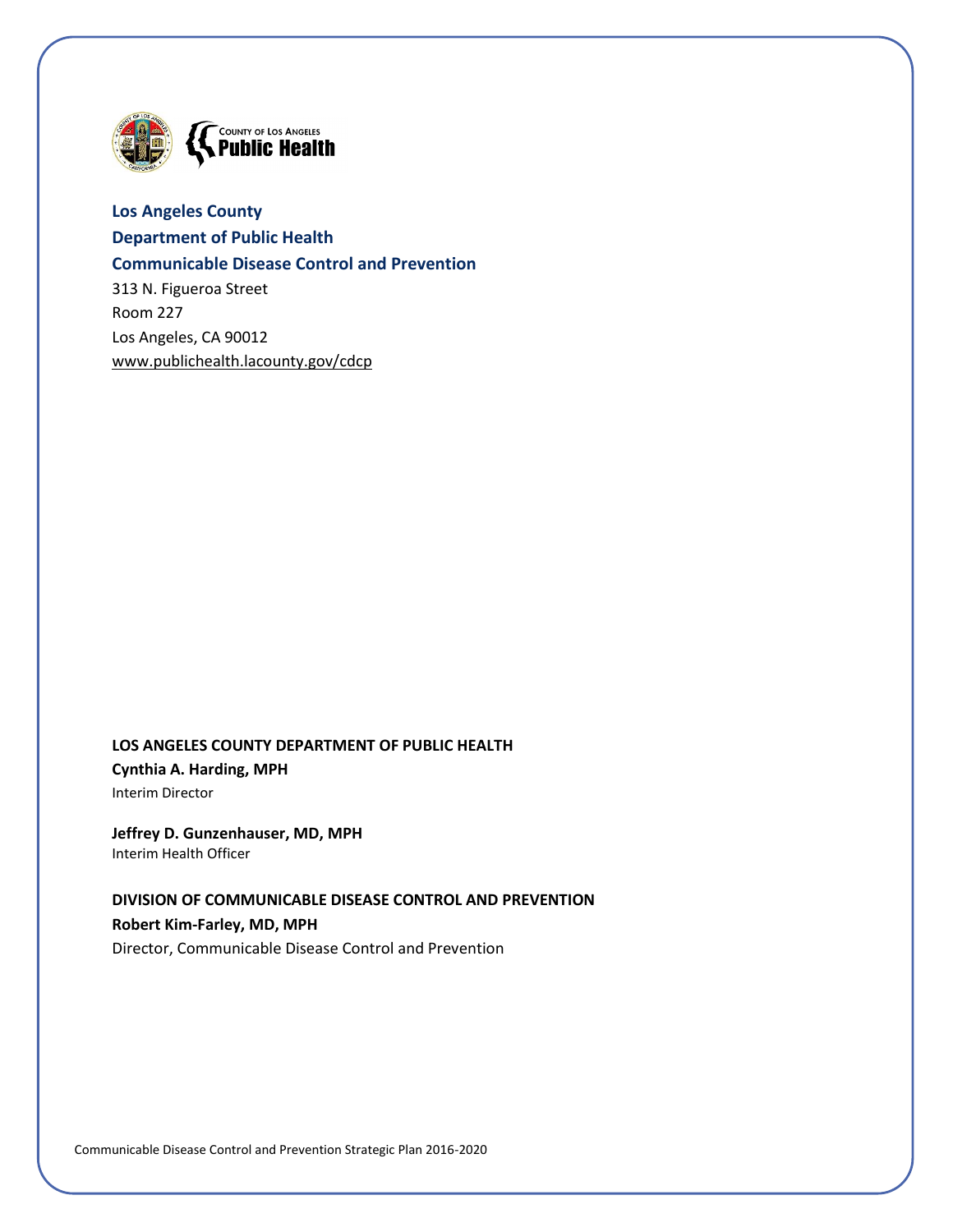**Los Angeles County**
**Department of Public Health**
**Communicable Disease Control and Prevention**

313 N. Figueroa Street
Room 227
Los Angeles, CA 90012
www.publichealth.lacounty.gov/cdcp

**LOS ANGELES COUNTY DEPARTMENT OF PUBLIC HEALTH**
**Cynthia A. Harding, MPH**
Interim Director

**Jeffrey D. Gunzenhauser, MD, MPH**
Interim Health Officer

**DIVISION OF COMMUNICABLE DISEASE CONTROL AND PREVENTION**
**Robert Kim-Farley, MD, MPH**
Director, Communicable Disease Control and Prevention